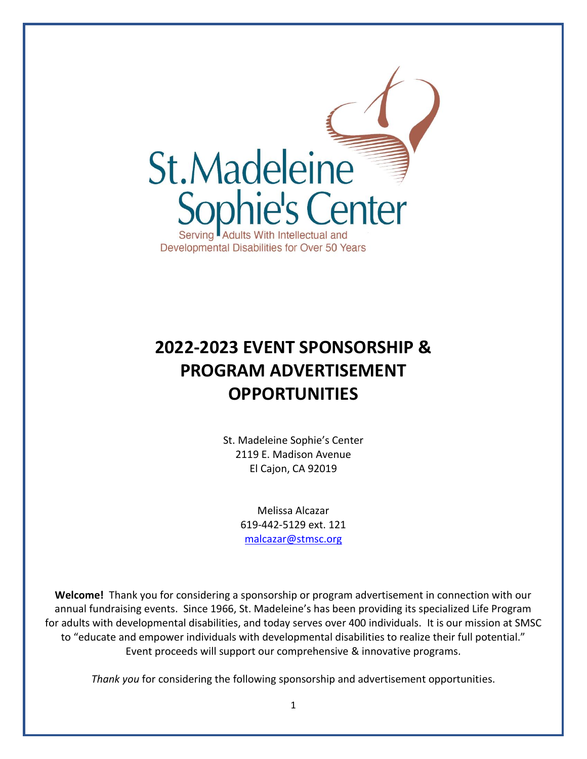St. Madeleine Sophie's Center

Serving Adults With Intellectual and Developmental Disabilities for Over 50 Years

# 2022-2023 EVENT SPONSORSHIP & PROGRAM ADVERTISEMENT OPPORTUNITIES

St. Madeleine Sophie's Center
2119 E. Madison Avenue
El Cajon, CA 92019

Melissa Alcazar
619-442-5129 ext. 121
malcazar@stmsc.org

**Welcome!** Thank you for considering a sponsorship or program advertisement in connection with our annual fundraising events. Since 1966, St. Madeleine's has been providing its specialized Life Program for adults with developmental disabilities, and today serves over 400 individuals. It is our mission at SMSC to "educate and empower individuals with developmental disabilities to realize their full potential." Event proceeds will support our comprehensive & innovative programs.

*Thank you* for considering the following sponsorship and advertisement opportunities.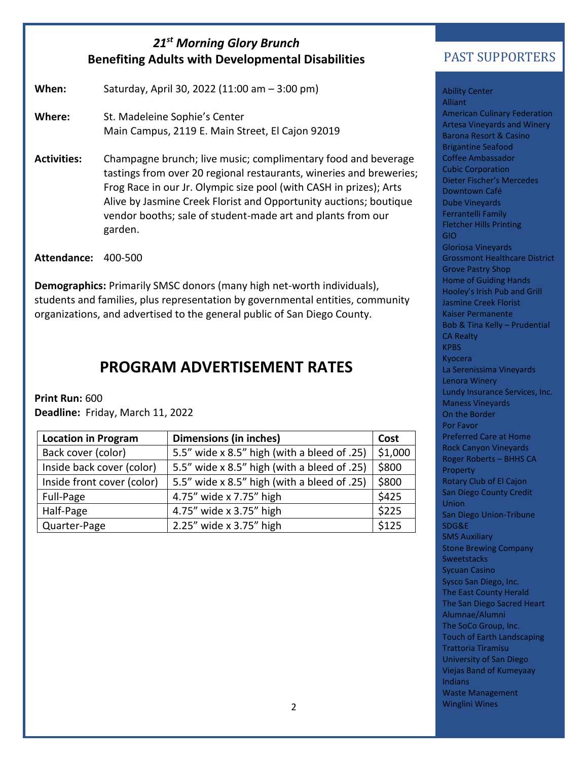## *21st Morning Glory Brunch*
## Benefiting Adults with Developmental Disabilities

**When:** Saturday, April 30, 2022 (11:00 am – 3:00 pm)

**Where:** St. Madeleine Sophie's Center
Main Campus, 2119 E. Main Street, El Cajon 92019

**Activities:** Champagne brunch; live music; complimentary food and beverage tastings from over 20 regional restaurants, wineries and breweries; Frog Race in our Jr. Olympic size pool (with CASH in prizes); Arts Alive by Jasmine Creek Florist and Opportunity auctions; boutique vendor booths; sale of student-made art and plants from our garden.

**Attendance:** 400-500

**Demographics:** Primarily SMSC donors (many high net-worth individuals), students and families, plus representation by governmental entities, community organizations, and advertised to the general public of San Diego County.

# PROGRAM ADVERTISEMENT RATES

**Print Run:** 600
**Deadline:** Friday, March 11, 2022

| Location in Program | Dimensions (in inches) | Cost |
|---|---|---|
| Back cover (color) | 5.5" wide x 8.5" high (with a bleed of .25) | $1,000 |
| Inside back cover (color) | 5.5" wide x 8.5" high (with a bleed of .25) | $800 |
| Inside front cover (color) | 5.5" wide x 8.5" high (with a bleed of .25) | $800 |
| Full-Page | 4.75" wide x 7.75" high | $425 |
| Half-Page | 4.75" wide x 3.75" high | $225 |
| Quarter-Page | 2.25" wide x 3.75" high | $125 |

## PAST SUPPORTERS

Ability Center
Alliant
American Culinary Federation
Artesa Vineyards and Winery
Barona Resort & Casino
Brigantine Seafood
Coffee Ambassador
Cubic Corporation
Dieter Fischer's Mercedes
Downtown Café
Dube Vineyards
Ferrantelli Family
Fletcher Hills Printing
GIO
Gloriosa Vineyards
Grossmont Healthcare District
Grove Pastry Shop
Home of Guiding Hands
Hooley's Irish Pub and Grill
Jasmine Creek Florist
Kaiser Permanente
Bob & Tina Kelly – Prudential CA Realty
KPBS
Kyocera
La Serenissima Vineyards
Lenora Winery
Lundy Insurance Services, Inc.
Maness Vineyards
On the Border
Por Favor
Preferred Care at Home
Rock Canyon Vineyards
Roger Roberts – BHHS CA Property
Rotary Club of El Cajon
San Diego County Credit Union
San Diego Union-Tribune
SDG&E
SMS Auxiliary
Stone Brewing Company
Sweetstacks
Sycuan Casino
Sysco San Diego, Inc.
The East County Herald
The San Diego Sacred Heart Alumnae/Alumni
The SoCo Group, Inc.
Touch of Earth Landscaping
Trattoria Tiramisu
University of San Diego
Viejas Band of Kumeyaay Indians
Waste Management
Winglini Wines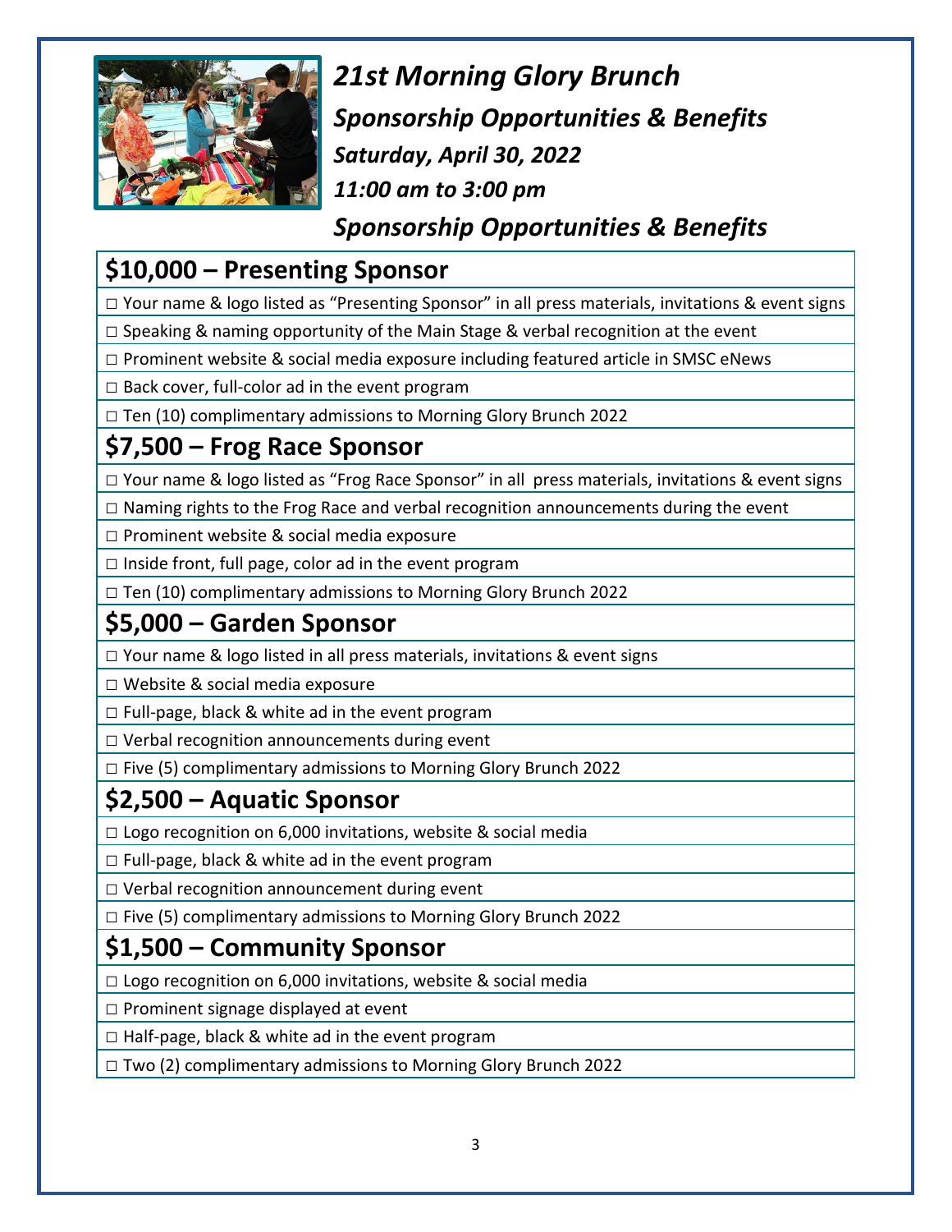# *21st Morning Glory Brunch*

## *Sponsorship Opportunities & Benefits*

### *Saturday, April 30, 2022*

### *11:00 am to 3:00 pm*

## *Sponsorship Opportunities & Benefits*

## $10,000 – Presenting Sponsor

- □ Your name & logo listed as "Presenting Sponsor" in all press materials, invitations & event signs
- □ Speaking & naming opportunity of the Main Stage & verbal recognition at the event
- □ Prominent website & social media exposure including featured article in SMSC eNews
- □ Back cover, full-color ad in the event program
- □ Ten (10) complimentary admissions to Morning Glory Brunch 2022

## $7,500 – Frog Race Sponsor

- □ Your name & logo listed as "Frog Race Sponsor" in all press materials, invitations & event signs
- □ Naming rights to the Frog Race and verbal recognition announcements during the event
- □ Prominent website & social media exposure
- □ Inside front, full page, color ad in the event program
- □ Ten (10) complimentary admissions to Morning Glory Brunch 2022

## $5,000 – Garden Sponsor

- □ Your name & logo listed in all press materials, invitations & event signs
- □ Website & social media exposure
- □ Full-page, black & white ad in the event program
- □ Verbal recognition announcements during event
- □ Five (5) complimentary admissions to Morning Glory Brunch 2022

## $2,500 – Aquatic Sponsor

- □ Logo recognition on 6,000 invitations, website & social media
- □ Full-page, black & white ad in the event program
- □ Verbal recognition announcement during event
- □ Five (5) complimentary admissions to Morning Glory Brunch 2022

## $1,500 – Community Sponsor

- □ Logo recognition on 6,000 invitations, website & social media
- □ Prominent signage displayed at event
- □ Half-page, black & white ad in the event program
- □ Two (2) complimentary admissions to Morning Glory Brunch 2022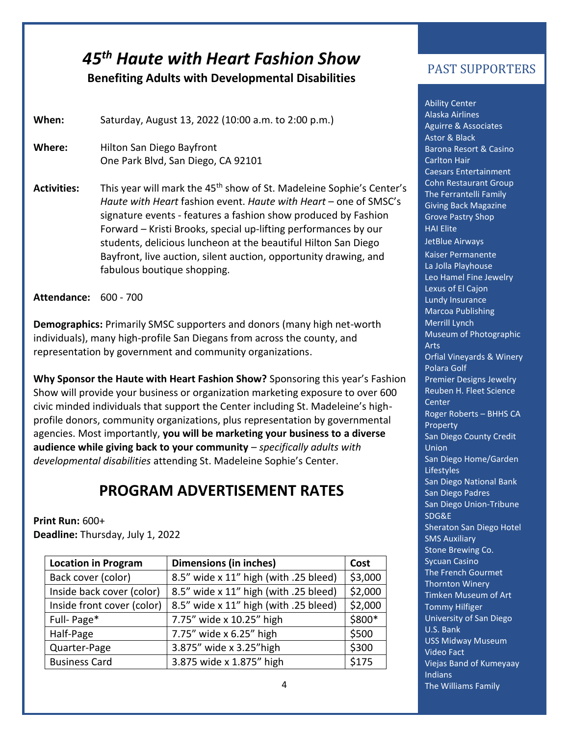# 45th *Haute with Heart Fashion Show*

**Benefiting Adults with Developmental Disabilities**

**When:** Saturday, August 13, 2022 (10:00 a.m. to 2:00 p.m.)

**Where:** Hilton San Diego Bayfront
One Park Blvd, San Diego, CA 92101

**Activities:** This year will mark the 45th show of St. Madeleine Sophie's Center's *Haute with Heart* fashion event. *Haute with Heart* – one of SMSC's signature events - features a fashion show produced by Fashion Forward – Kristi Brooks, special up-lifting performances by our students, delicious luncheon at the beautiful Hilton San Diego Bayfront, live auction, silent auction, opportunity drawing, and fabulous boutique shopping.

**Attendance:** 600 - 700

**Demographics:** Primarily SMSC supporters and donors (many high net-worth individuals), many high-profile San Diegans from across the county, and representation by government and community organizations.

**Why Sponsor the Haute with Heart Fashion Show?** Sponsoring this year's Fashion Show will provide your business or organization marketing exposure to over 600 civic minded individuals that support the Center including St. Madeleine's high-profile donors, community organizations, plus representation by governmental agencies. Most importantly, **you will be marketing your business to a diverse audience while giving back to your community** – *specifically adults with developmental disabilities* attending St. Madeleine Sophie's Center.

## PROGRAM ADVERTISEMENT RATES

**Print Run:** 600+
**Deadline:** Thursday, July 1, 2022

| Location in Program | Dimensions (in inches) | Cost |
|---|---|---|
| Back cover (color) | 8.5" wide x 11" high (with .25 bleed) | $3,000 |
| Inside back cover (color) | 8.5" wide x 11" high (with .25 bleed) | $2,000 |
| Inside front cover (color) | 8.5" wide x 11" high (with .25 bleed) | $2,000 |
| Full- Page* | 7.75" wide x 10.25" high | $800* |
| Half-Page | 7.75" wide x 6.25" high | $500 |
| Quarter-Page | 3.875" wide x 3.25"high | $300 |
| Business Card | 3.875 wide x 1.875" high | $175 |

## PAST SUPPORTERS

Ability Center
Alaska Airlines
Aguirre & Associates
Astor & Black
Barona Resort & Casino
Carlton Hair
Caesars Entertainment
Cohn Restaurant Group
The Ferrantelli Family
Giving Back Magazine
Grove Pastry Shop
HAI Elite
JetBlue Airways
Kaiser Permanente
La Jolla Playhouse
Leo Hamel Fine Jewelry
Lexus of El Cajon
Lundy Insurance
Marcoa Publishing
Merrill Lynch
Museum of Photographic Arts
Orfial Vineyards & Winery
Polara Golf
Premier Designs Jewelry
Reuben H. Fleet Science Center
Roger Roberts – BHHS CA Property
San Diego County Credit Union
San Diego Home/Garden Lifestyles
San Diego National Bank
San Diego Padres
San Diego Union-Tribune
SDG&E
Sheraton San Diego Hotel
SMS Auxiliary
Stone Brewing Co.
Sycuan Casino
The French Gourmet
Thornton Winery
Timken Museum of Art
Tommy Hilfiger
University of San Diego
U.S. Bank
USS Midway Museum
Video Fact
Viejas Band of Kumeyaay Indians
The Williams Family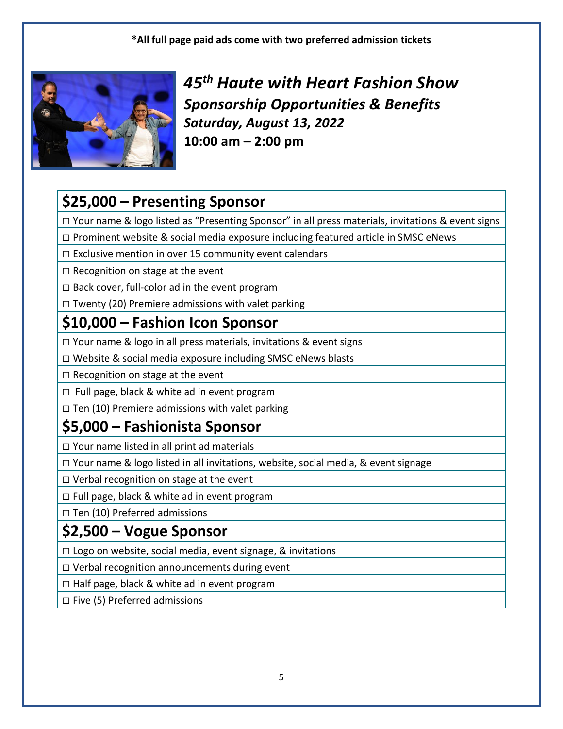**\*All full page paid ads come with two preferred admission tickets**

# *45th Haute with Heart Fashion Show*

## *Sponsorship Opportunities & Benefits*

***Saturday, August 13, 2022***

**10:00 am – 2:00 pm**

## $25,000 – Presenting Sponsor

- □ Your name & logo listed as "Presenting Sponsor" in all press materials, invitations & event signs
- □ Prominent website & social media exposure including featured article in SMSC eNews
- □ Exclusive mention in over 15 community event calendars
- □ Recognition on stage at the event
- □ Back cover, full-color ad in the event program
- □ Twenty (20) Premiere admissions with valet parking

## $10,000 – Fashion Icon Sponsor

- □ Your name & logo in all press materials, invitations & event signs
- □ Website & social media exposure including SMSC eNews blasts
- □ Recognition on stage at the event
- □ Full page, black & white ad in event program
- □ Ten (10) Premiere admissions with valet parking

## $5,000 – Fashionista Sponsor

- □ Your name listed in all print ad materials
- □ Your name & logo listed in all invitations, website, social media, & event signage
- □ Verbal recognition on stage at the event
- □ Full page, black & white ad in event program
- □ Ten (10) Preferred admissions

## $2,500 – Vogue Sponsor

- □ Logo on website, social media, event signage, & invitations
- □ Verbal recognition announcements during event
- □ Half page, black & white ad in event program
- □ Five (5) Preferred admissions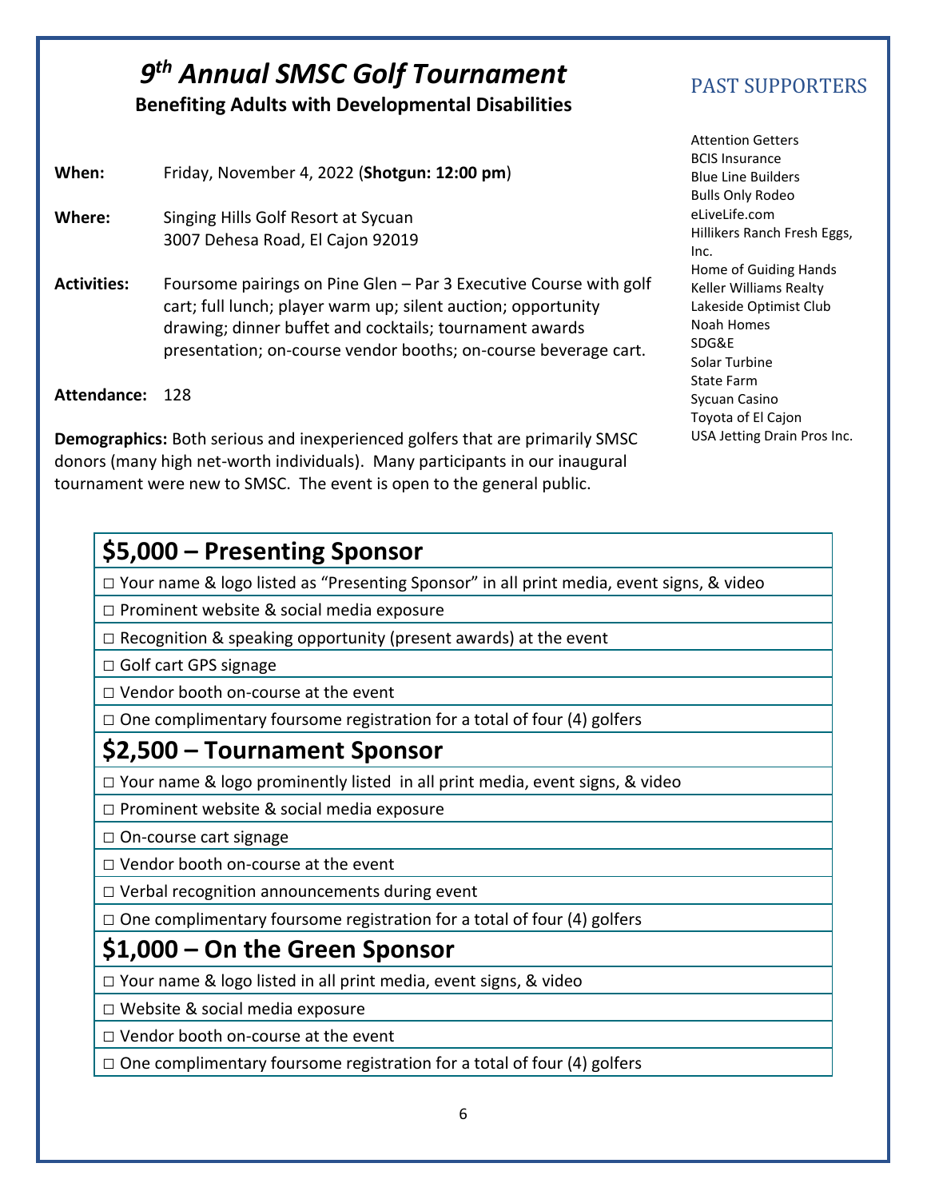# 9th Annual SMSC Golf Tournament

**Benefiting Adults with Developmental Disabilities**

**When:** Friday, November 4, 2022 (**Shotgun: 12:00 pm**)

**Where:** Singing Hills Golf Resort at Sycuan
3007 Dehesa Road, El Cajon 92019

**Activities:** Foursome pairings on Pine Glen – Par 3 Executive Course with golf cart; full lunch; player warm up; silent auction; opportunity drawing; dinner buffet and cocktails; tournament awards presentation; on-course vendor booths; on-course beverage cart.

**Attendance:** 128

**Demographics:** Both serious and inexperienced golfers that are primarily SMSC donors (many high net-worth individuals). Many participants in our inaugural tournament were new to SMSC. The event is open to the general public.

## PAST SUPPORTERS

Attention Getters
BCIS Insurance
Blue Line Builders
Bulls Only Rodeo
eLiveLife.com
Hillikers Ranch Fresh Eggs, Inc.
Home of Guiding Hands
Keller Williams Realty
Lakeside Optimist Club
Noah Homes
SDG&E
Solar Turbine
State Farm
Sycuan Casino
Toyota of El Cajon
USA Jetting Drain Pros Inc.

## $5,000 – Presenting Sponsor

- ☐ Your name & logo listed as "Presenting Sponsor" in all print media, event signs, & video
- ☐ Prominent website & social media exposure
- ☐ Recognition & speaking opportunity (present awards) at the event
- ☐ Golf cart GPS signage
- ☐ Vendor booth on-course at the event
- ☐ One complimentary foursome registration for a total of four (4) golfers

## $2,500 – Tournament Sponsor

- ☐ Your name & logo prominently listed in all print media, event signs, & video
- ☐ Prominent website & social media exposure
- ☐ On-course cart signage
- ☐ Vendor booth on-course at the event
- ☐ Verbal recognition announcements during event
- ☐ One complimentary foursome registration for a total of four (4) golfers

## $1,000 – On the Green Sponsor

- ☐ Your name & logo listed in all print media, event signs, & video
- ☐ Website & social media exposure
- ☐ Vendor booth on-course at the event
- ☐ One complimentary foursome registration for a total of four (4) golfers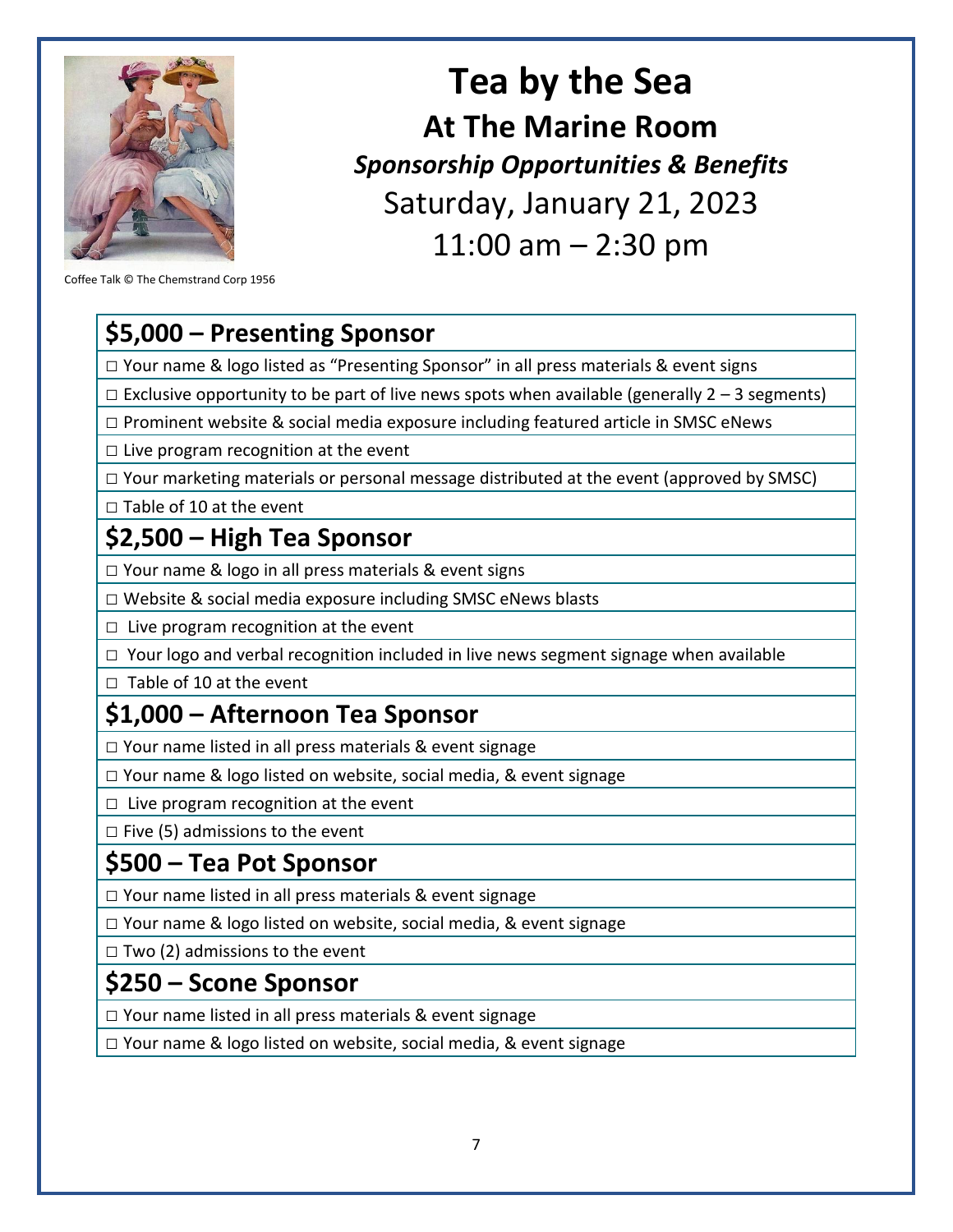Coffee Talk © The Chemstrand Corp 1956

# Tea by the Sea

## At The Marine Room

### *Sponsorship Opportunities & Benefits*

Saturday, January 21, 2023

11:00 am – 2:30 pm

## $5,000 – Presenting Sponsor

- □ Your name & logo listed as "Presenting Sponsor" in all press materials & event signs
- □ Exclusive opportunity to be part of live news spots when available (generally 2 – 3 segments)
- □ Prominent website & social media exposure including featured article in SMSC eNews
- □ Live program recognition at the event
- □ Your marketing materials or personal message distributed at the event (approved by SMSC)
- □ Table of 10 at the event

## $2,500 – High Tea Sponsor

- □ Your name & logo in all press materials & event signs
- □ Website & social media exposure including SMSC eNews blasts
- □ Live program recognition at the event
- □ Your logo and verbal recognition included in live news segment signage when available
- □ Table of 10 at the event

## $1,000 – Afternoon Tea Sponsor

- □ Your name listed in all press materials & event signage
- □ Your name & logo listed on website, social media, & event signage
- □ Live program recognition at the event
- □ Five (5) admissions to the event

## $500 – Tea Pot Sponsor

- □ Your name listed in all press materials & event signage
- □ Your name & logo listed on website, social media, & event signage
- □ Two (2) admissions to the event

## $250 – Scone Sponsor

- □ Your name listed in all press materials & event signage
- □ Your name & logo listed on website, social media, & event signage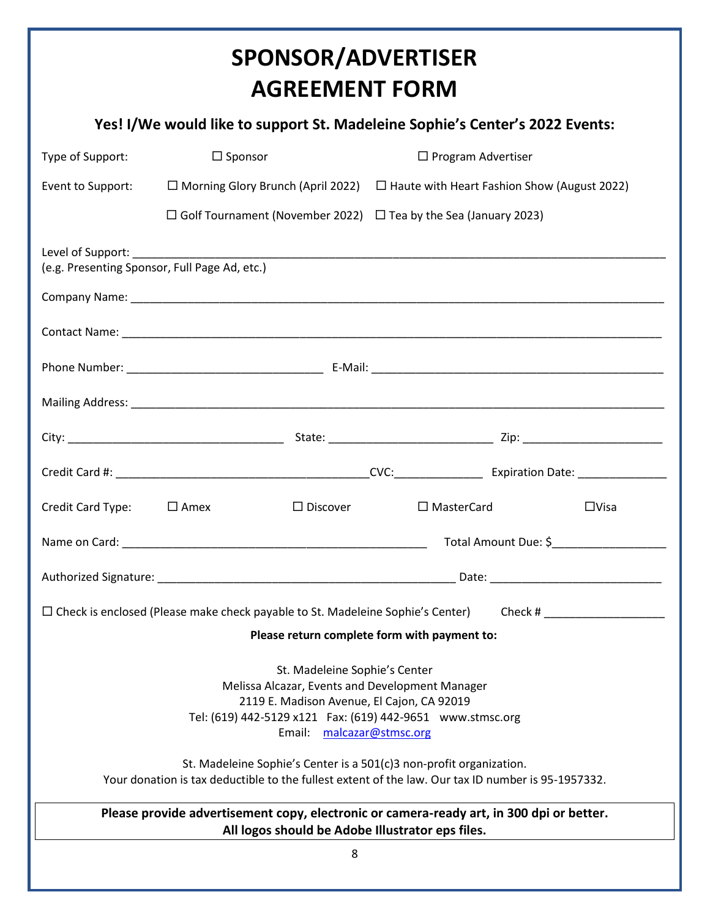# SPONSOR/ADVERTISER AGREEMENT FORM

### Yes! I/We would like to support St. Madeleine Sophie's Center's 2022 Events:

Type of Support: ☐ Sponsor ☐ Program Advertiser

Event to Support: ☐ Morning Glory Brunch (April 2022) ☐ Haute with Heart Fashion Show (August 2022)

☐ Golf Tournament (November 2022) ☐ Tea by the Sea (January 2023)

Level of Support: ______________________________________________________________________________
(e.g. Presenting Sponsor, Full Page Ad, etc.)

Company Name: ______________________________________________________________________________

Contact Name: _______________________________________________________________________________

Phone Number: ______________________________ E-Mail: ____________________________________________

Mailing Address: _____________________________________________________________________________

City: _________________________________ State: _________________________ Zip: _____________________

Credit Card #: _______________________________________CVC:_____________ Expiration Date: _____________

Credit Card Type: ☐ Amex ☐ Discover ☐ MasterCard ☐Visa

Name on Card: ______________________________________________ Total Amount Due: $_________________

Authorized Signature: ___________________________________________ Date: __________________________

☐ Check is enclosed (Please make check payable to St. Madeleine Sophie's Center) Check # __________________

**Please return complete form with payment to:**

St. Madeleine Sophie's Center
Melissa Alcazar, Events and Development Manager
2119 E. Madison Avenue, El Cajon, CA 92019
Tel: (619) 442-5129 x121 Fax: (619) 442-9651 www.stmsc.org
Email: malcazar@stmsc.org

St. Madeleine Sophie's Center is a 501(c)3 non-profit organization.
Your donation is tax deductible to the fullest extent of the law. Our tax ID number is 95-1957332.

**Please provide advertisement copy, electronic or camera-ready art, in 300 dpi or better.**
**All logos should be Adobe Illustrator eps files.**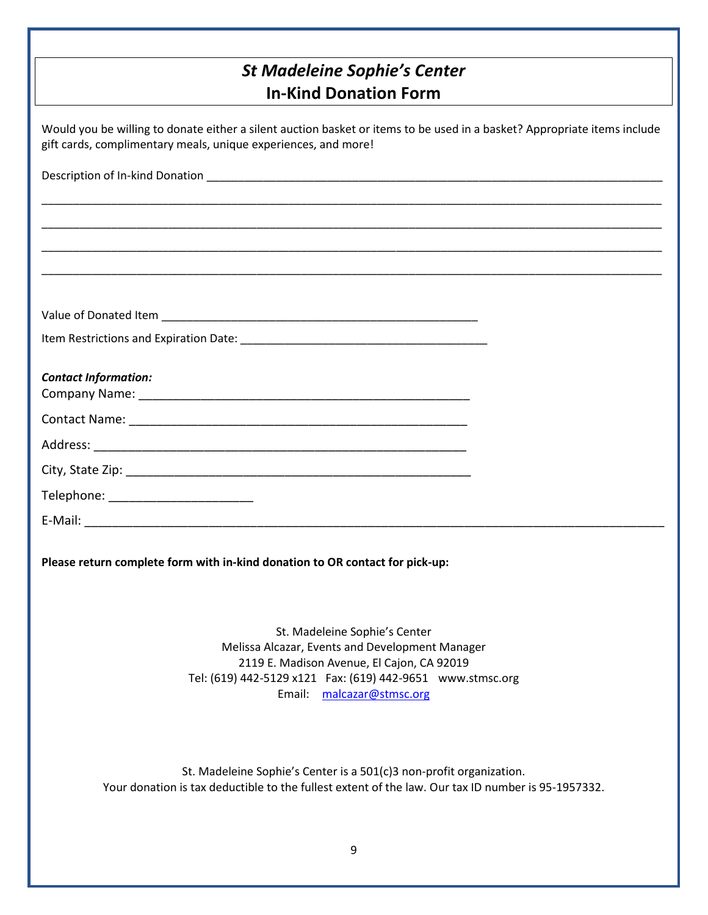# *St Madeleine Sophie's Center*
# In-Kind Donation Form

Would you be willing to donate either a silent auction basket or items to be used in a basket? Appropriate items include gift cards, complimentary meals, unique experiences, and more!

Description of In-kind Donation ___________________________________________________________________________

_____________________________________________________________________________________________

_____________________________________________________________________________________________

_____________________________________________________________________________________________

_____________________________________________________________________________________________

Value of Donated Item ___________________________________________________

Item Restrictions and Expiration Date: _______________________________________

***Contact Information:***

Company Name: _______________________________________________

Contact Name: ________________________________________________

Address: ____________________________________________________

City, State Zip: ________________________________________________

Telephone: ______________________

E-Mail: ____________________________________________________________________________________

**Please return complete form with in-kind donation to OR contact for pick-up:**

St. Madeleine Sophie's Center
Melissa Alcazar, Events and Development Manager
2119 E. Madison Avenue, El Cajon, CA 92019
Tel: (619) 442-5129 x121 Fax: (619) 442-9651 www.stmsc.org
Email: malcazar@stmsc.org

St. Madeleine Sophie's Center is a 501(c)3 non-profit organization.
Your donation is tax deductible to the fullest extent of the law. Our tax ID number is 95-1957332.